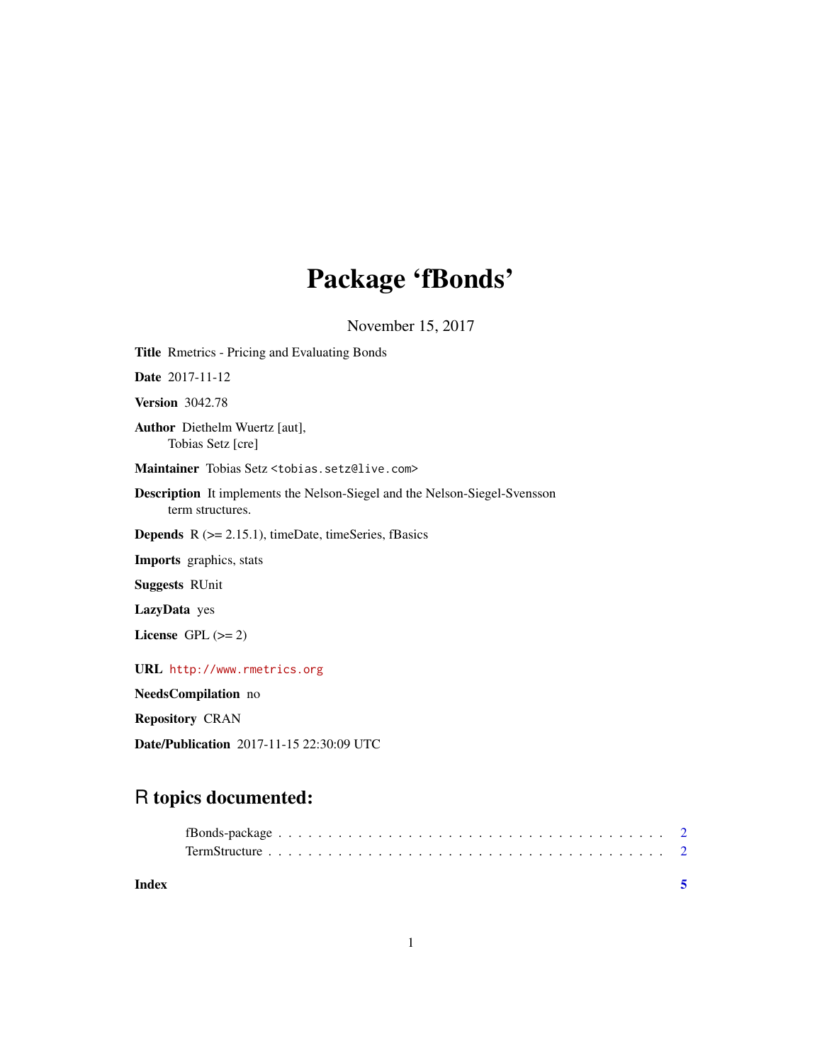# Package 'fBonds'

November 15, 2017

**Title** Rmetrics - Pricing and Evaluating Bonds

**Date** 2017-11-12

**Version** 3042.78

**Author** Diethelm Wuertz [aut],
Tobias Setz [cre]

**Maintainer** Tobias Setz <tobias.setz@live.com>

**Description** It implements the Nelson-Siegel and the Nelson-Siegel-Svensson term structures.

**Depends** R (>= 2.15.1), timeDate, timeSeries, fBasics

**Imports** graphics, stats

**Suggests** RUnit

**LazyData** yes

**License** GPL (>= 2)

**URL** http://www.rmetrics.org

**NeedsCompilation** no

**Repository** CRAN

**Date/Publication** 2017-11-15 22:30:09 UTC

## R topics documented:

fBonds-package . . . . . . . . . . . . . . . . . . . . . . . . . . . . . . . . . . . . . 2
TermStructure . . . . . . . . . . . . . . . . . . . . . . . . . . . . . . . . . . . . . . 2

**Index** **5**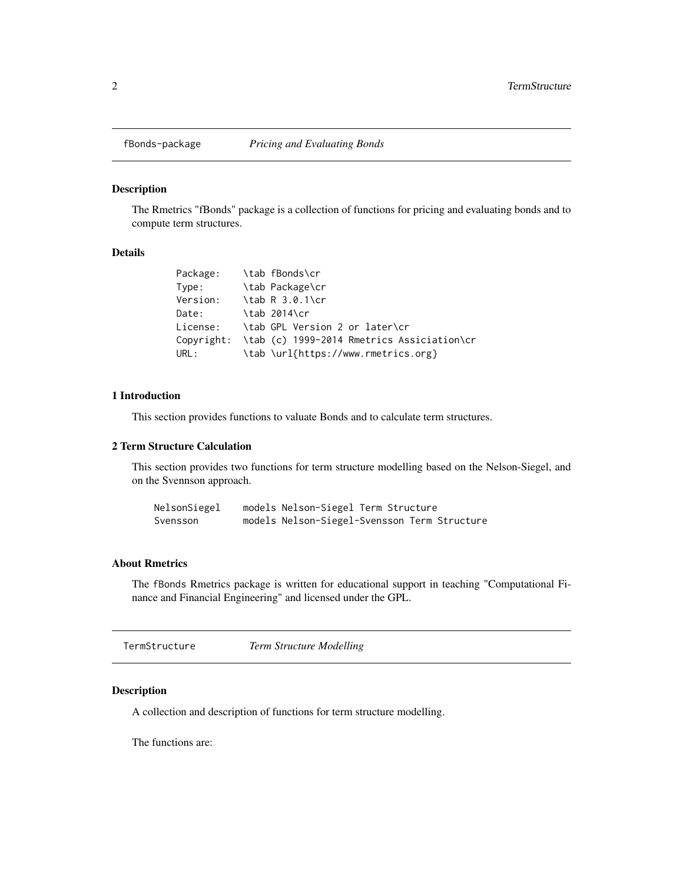fBonds-package *Pricing and Evaluating Bonds*

### Description

The Rmetrics "fBonds" package is a collection of functions for pricing and evaluating bonds and to compute term structures.

### Details

```
Package:    \tab fBonds\cr
Type:       \tab Package\cr
Version:    \tab R 3.0.1\cr
Date:       \tab 2014\cr
License:    \tab GPL Version 2 or later\cr
Copyright:  \tab (c) 1999-2014 Rmetrics Assiciation\cr
URL:        \tab \url{https://www.rmetrics.org}
```

### 1 Introduction

This section provides functions to valuate Bonds and to calculate term structures.

### 2 Term Structure Calculation

This section provides two functions for term structure modelling based on the Nelson-Siegel, and on the Svennson approach.

```
NelsonSiegel    models Nelson-Siegel Term Structure
Svensson        models Nelson-Siegel-Svensson Term Structure
```

### About Rmetrics

The fBonds Rmetrics package is written for educational support in teaching "Computational Finance and Financial Engineering" and licensed under the GPL.

TermStructure *Term Structure Modelling*

### Description

A collection and description of functions for term structure modelling.

The functions are: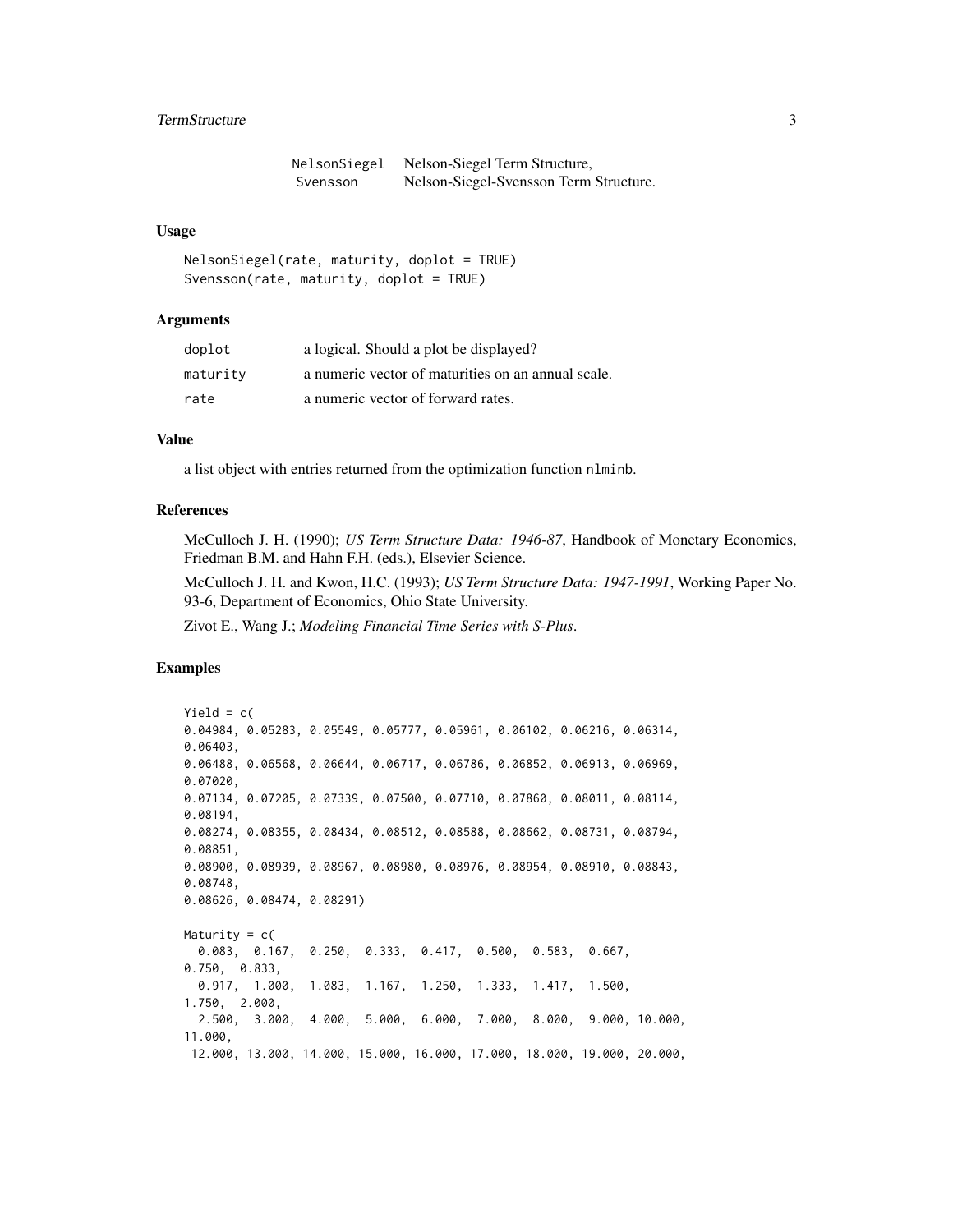| | |
|---|---|
| `NelsonSiegel` | Nelson-Siegel Term Structure, |
| `Svensson` | Nelson-Siegel-Svensson Term Structure. |

### Usage

```
NelsonSiegel(rate, maturity, doplot = TRUE)
Svensson(rate, maturity, doplot = TRUE)
```

### Arguments

| | |
|---|---|
| `doplot` | a logical. Should a plot be displayed? |
| `maturity` | a numeric vector of maturities on an annual scale. |
| `rate` | a numeric vector of forward rates. |

### Value

a list object with entries returned from the optimization function `nlminb`.

### References

McCulloch J. H. (1990); *US Term Structure Data: 1946-87*, Handbook of Monetary Economics, Friedman B.M. and Hahn F.H. (eds.), Elsevier Science.

McCulloch J. H. and Kwon, H.C. (1993); *US Term Structure Data: 1947-1991*, Working Paper No. 93-6, Department of Economics, Ohio State University.

Zivot E., Wang J.; *Modeling Financial Time Series with S-Plus*.

### Examples

```
Yield = c(
0.04984, 0.05283, 0.05549, 0.05777, 0.05961, 0.06102, 0.06216, 0.06314,
0.06403,
0.06488, 0.06568, 0.06644, 0.06717, 0.06786, 0.06852, 0.06913, 0.06969,
0.07020,
0.07134, 0.07205, 0.07339, 0.07500, 0.07710, 0.07860, 0.08011, 0.08114,
0.08194,
0.08274, 0.08355, 0.08434, 0.08512, 0.08588, 0.08662, 0.08731, 0.08794,
0.08851,
0.08900, 0.08939, 0.08967, 0.08980, 0.08976, 0.08954, 0.08910, 0.08843,
0.08748,
0.08626, 0.08474, 0.08291)

Maturity = c(
  0.083,  0.167,  0.250,  0.333,  0.417,  0.500,  0.583,  0.667,
0.750,  0.833,
  0.917,  1.000,  1.083,  1.167,  1.250,  1.333,  1.417,  1.500,
1.750,  2.000,
  2.500,  3.000,  4.000,  5.000,  6.000,  7.000,  8.000,  9.000, 10.000,
11.000,
 12.000, 13.000, 14.000, 15.000, 16.000, 17.000, 18.000, 19.000, 20.000,
```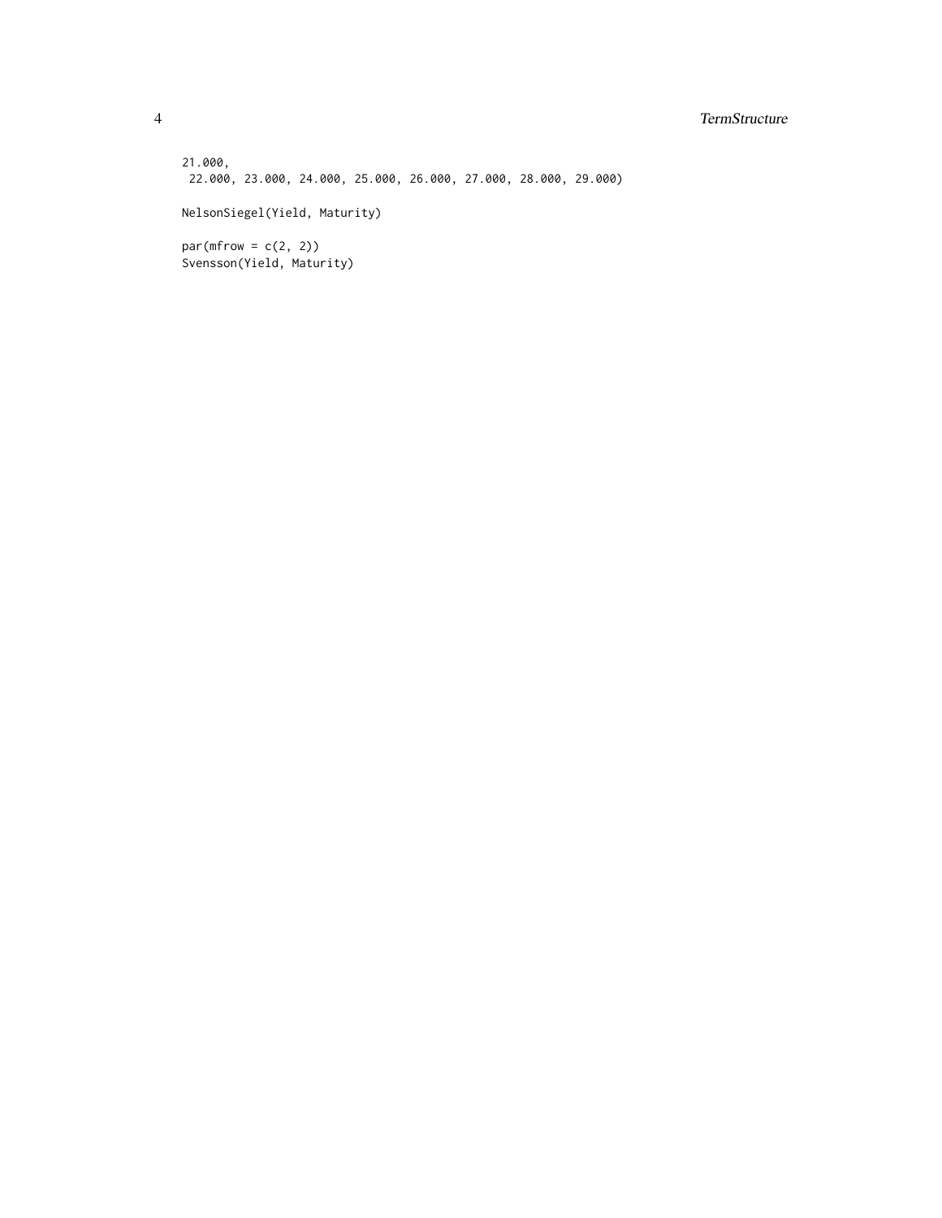```
21.000,
 22.000, 23.000, 24.000, 25.000, 26.000, 27.000, 28.000, 29.000)

NelsonSiegel(Yield, Maturity)

par(mfrow = c(2, 2))
Svensson(Yield, Maturity)
```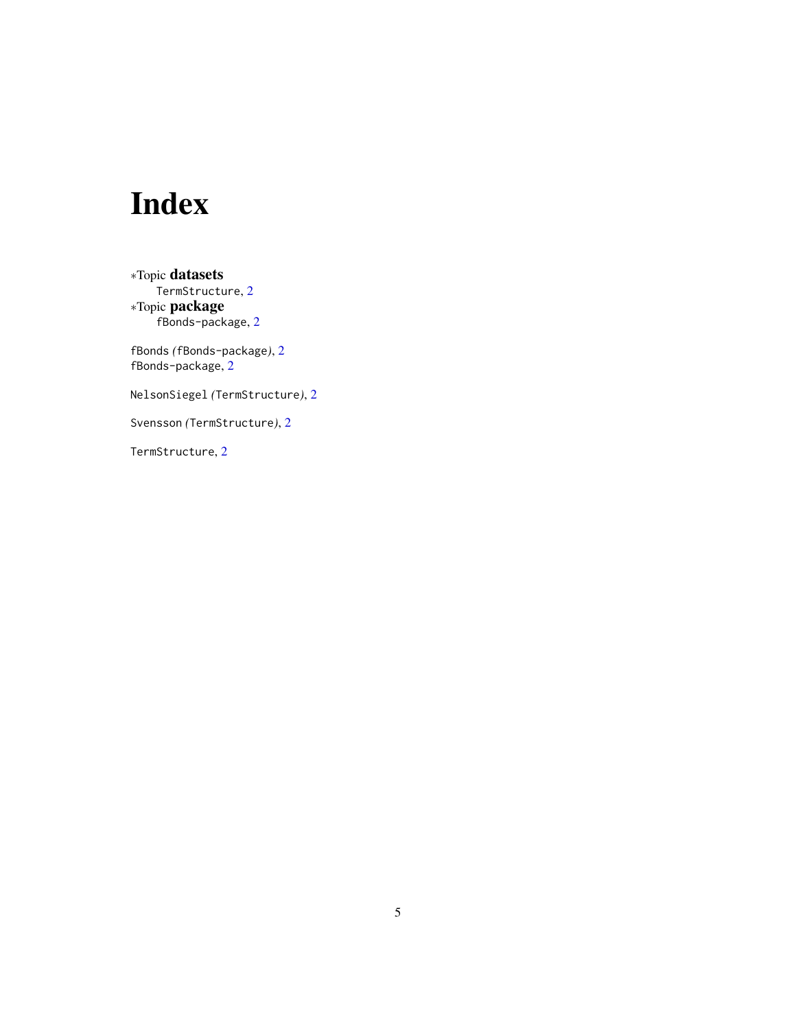# Index

∗Topic **datasets**
    TermStructure, 2
∗Topic **package**
    fBonds-package, 2

fBonds *(*fBonds-package*)*, 2
fBonds-package, 2

NelsonSiegel *(*TermStructure*)*, 2

Svensson *(*TermStructure*)*, 2

TermStructure, 2